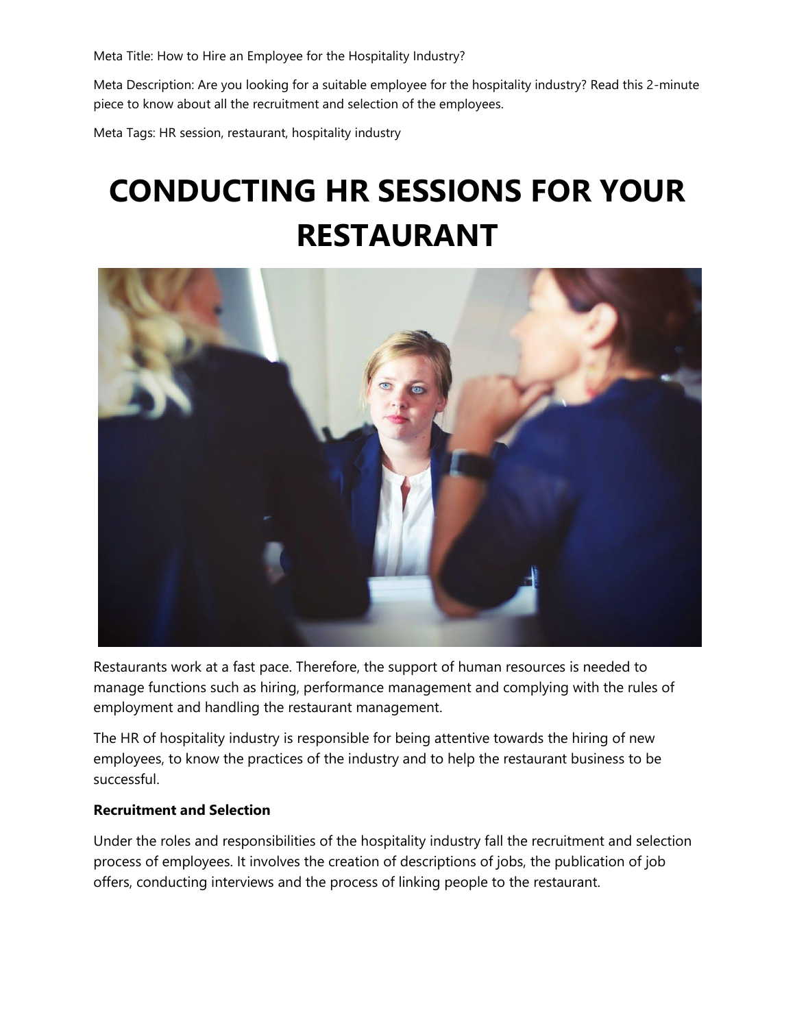Meta Title: How to Hire an Employee for the Hospitality Industry?

Meta Description: Are you looking for a suitable employee for the hospitality industry? Read this 2-minute piece to know about all the recruitment and selection of the employees.

Meta Tags: HR session, restaurant, hospitality industry

# CONDUCTING HR SESSIONS FOR YOUR RESTAURANT

Restaurants work at a fast pace. Therefore, the support of human resources is needed to manage functions such as hiring, performance management and complying with the rules of employment and handling the restaurant management.

The HR of hospitality industry is responsible for being attentive towards the hiring of new employees, to know the practices of the industry and to help the restaurant business to be successful.

**Recruitment and Selection**

Under the roles and responsibilities of the hospitality industry fall the recruitment and selection process of employees. It involves the creation of descriptions of jobs, the publication of job offers, conducting interviews and the process of linking people to the restaurant.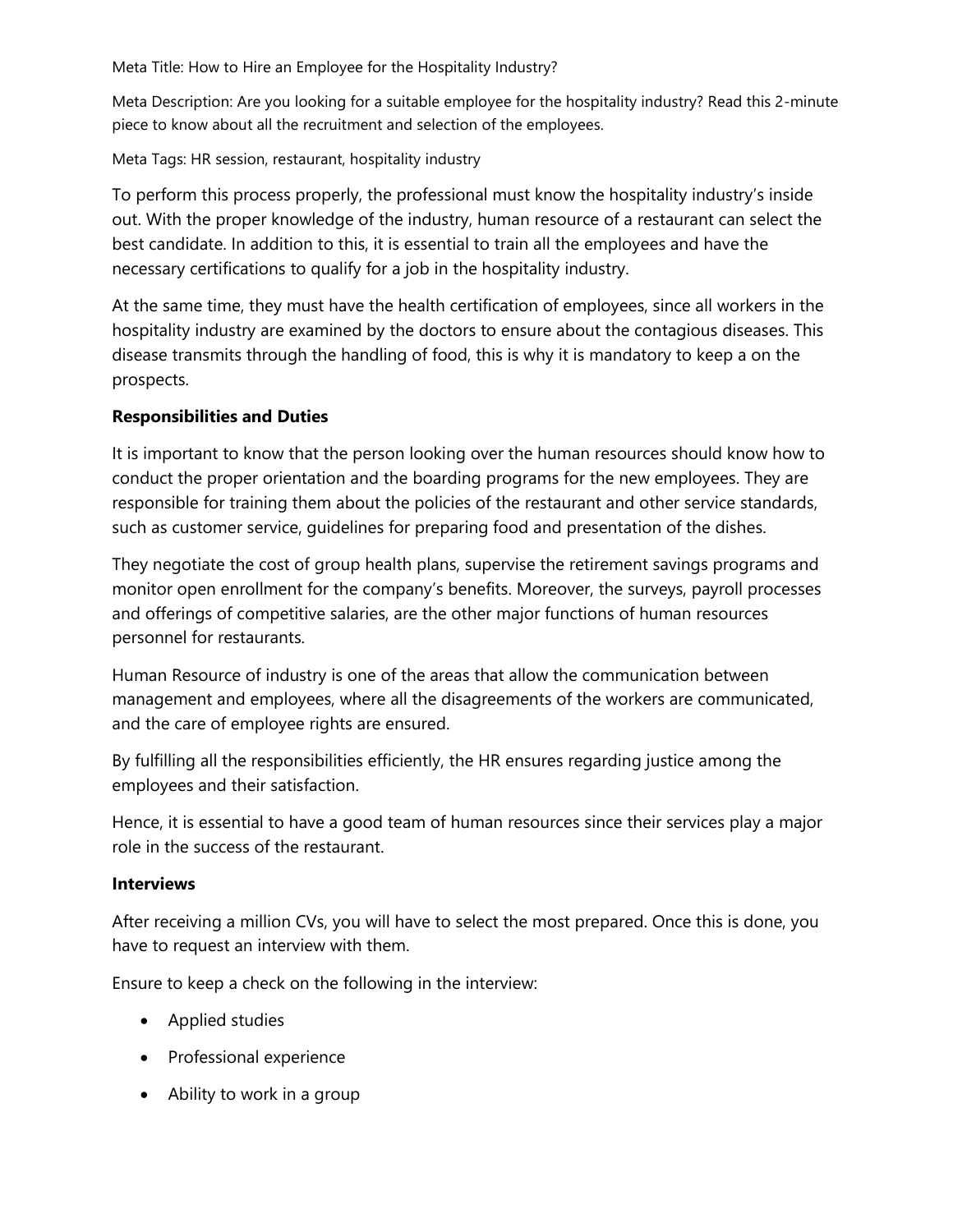Meta Title: How to Hire an Employee for the Hospitality Industry?

Meta Description: Are you looking for a suitable employee for the hospitality industry? Read this 2-minute piece to know about all the recruitment and selection of the employees.

Meta Tags: HR session, restaurant, hospitality industry

To perform this process properly, the professional must know the hospitality industry's inside out. With the proper knowledge of the industry, human resource of a restaurant can select the best candidate. In addition to this, it is essential to train all the employees and have the necessary certifications to qualify for a job in the hospitality industry.

At the same time, they must have the health certification of employees, since all workers in the hospitality industry are examined by the doctors to ensure about the contagious diseases. This disease transmits through the handling of food, this is why it is mandatory to keep a on the prospects.

**Responsibilities and Duties**

It is important to know that the person looking over the human resources should know how to conduct the proper orientation and the boarding programs for the new employees. They are responsible for training them about the policies of the restaurant and other service standards, such as customer service, guidelines for preparing food and presentation of the dishes.

They negotiate the cost of group health plans, supervise the retirement savings programs and monitor open enrollment for the company's benefits. Moreover, the surveys, payroll processes and offerings of competitive salaries, are the other major functions of human resources personnel for restaurants.

Human Resource of industry is one of the areas that allow the communication between management and employees, where all the disagreements of the workers are communicated, and the care of employee rights are ensured.

By fulfilling all the responsibilities efficiently, the HR ensures regarding justice among the employees and their satisfaction.

Hence, it is essential to have a good team of human resources since their services play a major role in the success of the restaurant.

**Interviews**

After receiving a million CVs, you will have to select the most prepared. Once this is done, you have to request an interview with them.

Ensure to keep a check on the following in the interview:

- Applied studies
- Professional experience
- Ability to work in a group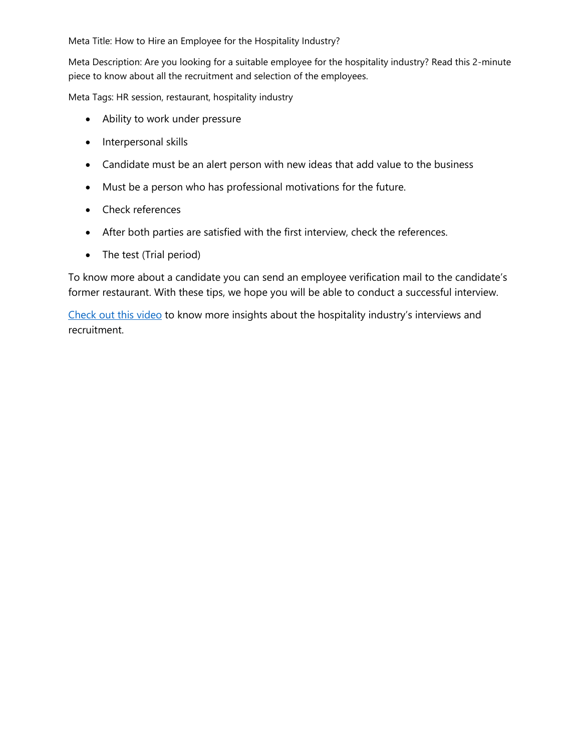Meta Title: How to Hire an Employee for the Hospitality Industry?

Meta Description: Are you looking for a suitable employee for the hospitality industry? Read this 2-minute piece to know about all the recruitment and selection of the employees.

Meta Tags: HR session, restaurant, hospitality industry

- Ability to work under pressure
- Interpersonal skills
- Candidate must be an alert person with new ideas that add value to the business
- Must be a person who has professional motivations for the future.
- Check references
- After both parties are satisfied with the first interview, check the references.
- The test (Trial period)

To know more about a candidate you can send an employee verification mail to the candidate's former restaurant. With these tips, we hope you will be able to conduct a successful interview.

Check out this video to know more insights about the hospitality industry's interviews and recruitment.